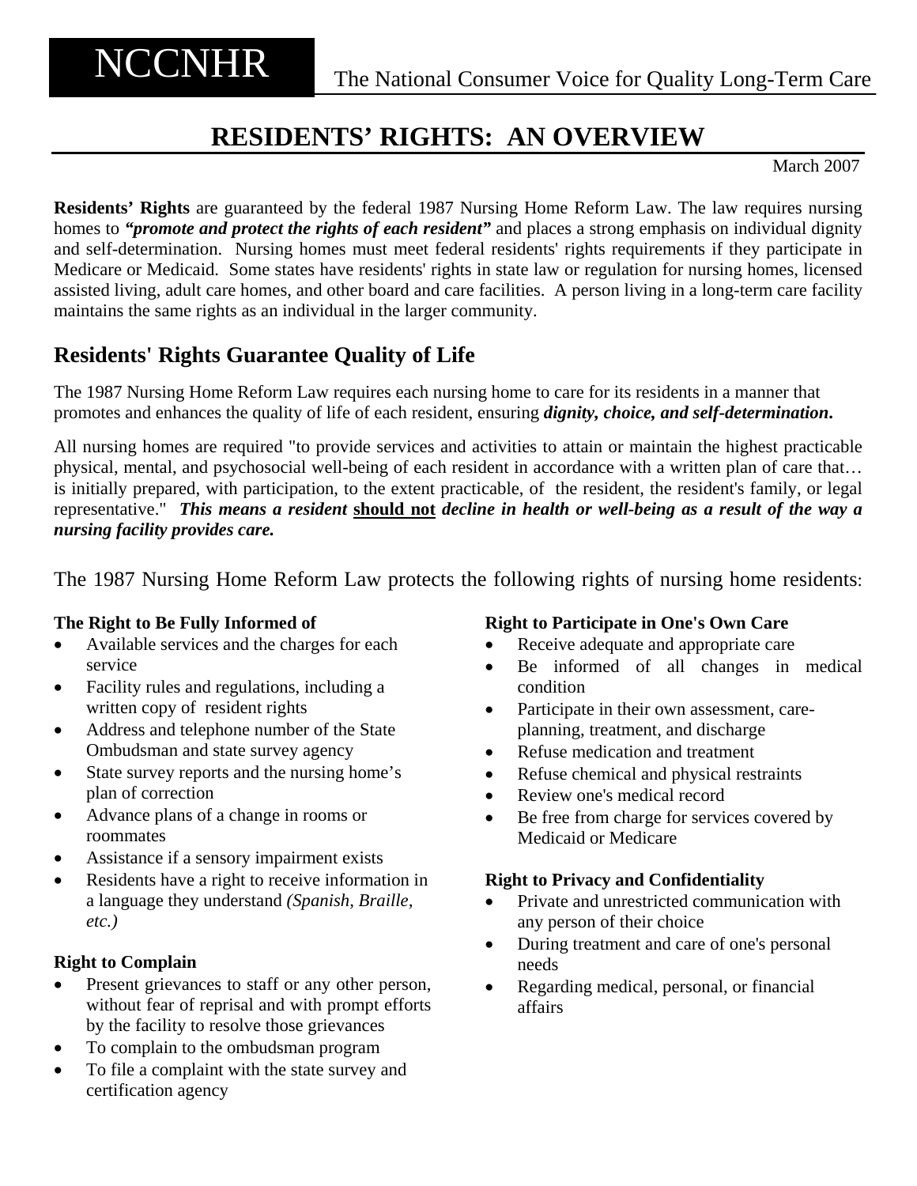**NCCNHR** The National Consumer Voice for Quality Long-Term Care

# RESIDENTS' RIGHTS: AN OVERVIEW

March 2007

**Residents' Rights** are guaranteed by the federal 1987 Nursing Home Reform Law. The law requires nursing homes to ***"promote and protect the rights of each resident"*** and places a strong emphasis on individual dignity and self-determination. Nursing homes must meet federal residents' rights requirements if they participate in Medicare or Medicaid. Some states have residents' rights in state law or regulation for nursing homes, licensed assisted living, adult care homes, and other board and care facilities. A person living in a long-term care facility maintains the same rights as an individual in the larger community.

## Residents' Rights Guarantee Quality of Life

The 1987 Nursing Home Reform Law requires each nursing home to care for its residents in a manner that promotes and enhances the quality of life of each resident, ensuring ***dignity, choice, and self-determination.***

All nursing homes are required "to provide services and activities to attain or maintain the highest practicable physical, mental, and psychosocial well-being of each resident in accordance with a written plan of care that… is initially prepared, with participation, to the extent practicable, of the resident, the resident's family, or legal representative." ***This means a resident*** **should not** ***decline in health or well-being as a result of the way a nursing facility provides care.***

The 1987 Nursing Home Reform Law protects the following rights of nursing home residents:

**The Right to Be Fully Informed of**

- Available services and the charges for each service
- Facility rules and regulations, including a written copy of resident rights
- Address and telephone number of the State Ombudsman and state survey agency
- State survey reports and the nursing home's plan of correction
- Advance plans of a change in rooms or roommates
- Assistance if a sensory impairment exists
- Residents have a right to receive information in a language they understand *(Spanish, Braille, etc.)*

**Right to Complain**

- Present grievances to staff or any other person, without fear of reprisal and with prompt efforts by the facility to resolve those grievances
- To complain to the ombudsman program
- To file a complaint with the state survey and certification agency

**Right to Participate in One's Own Care**

- Receive adequate and appropriate care
- Be informed of all changes in medical condition
- Participate in their own assessment, care-planning, treatment, and discharge
- Refuse medication and treatment
- Refuse chemical and physical restraints
- Review one's medical record
- Be free from charge for services covered by Medicaid or Medicare

**Right to Privacy and Confidentiality**

- Private and unrestricted communication with any person of their choice
- During treatment and care of one's personal needs
- Regarding medical, personal, or financial affairs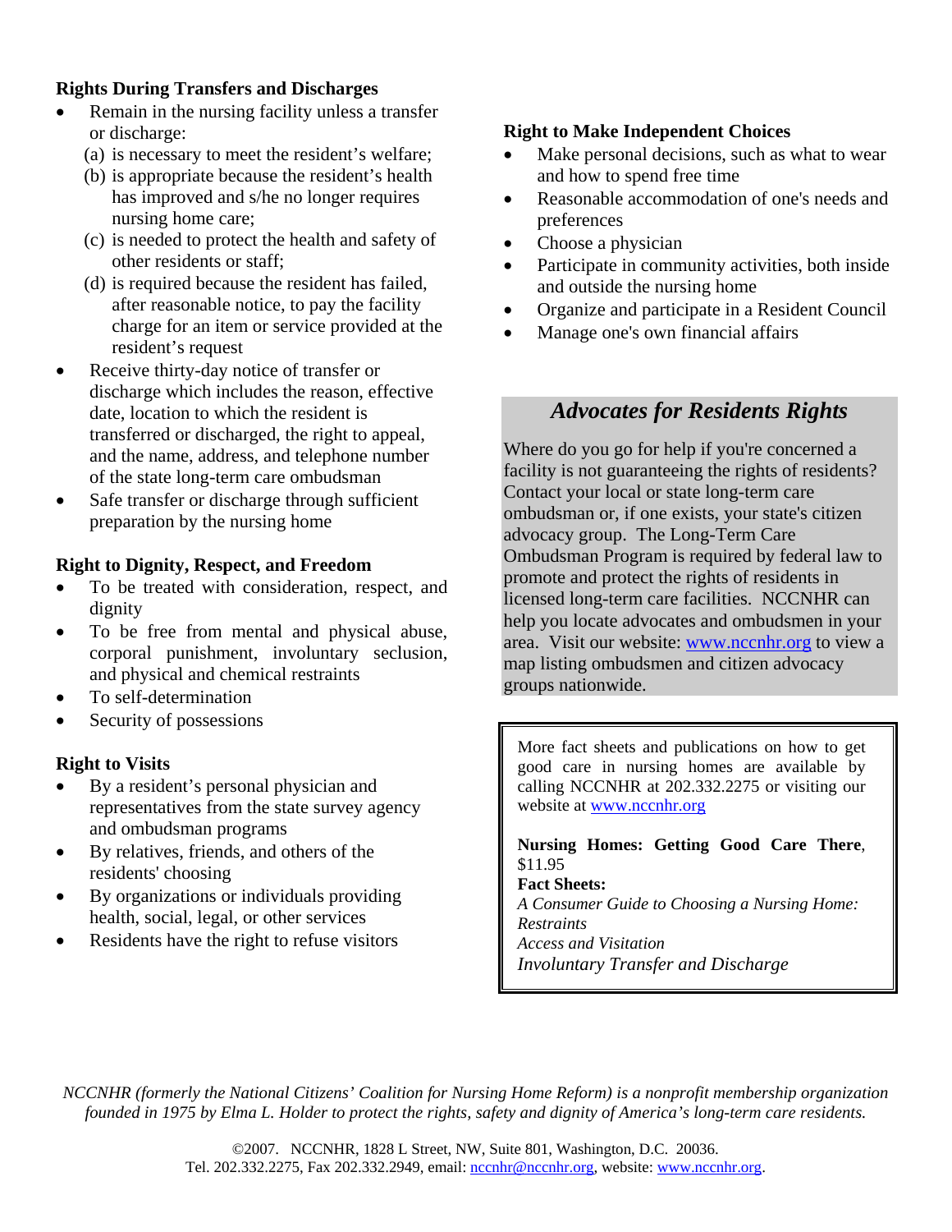### Rights During Transfers and Discharges

- Remain in the nursing facility unless a transfer or discharge:
  - (a) is necessary to meet the resident's welfare;
  - (b) is appropriate because the resident's health has improved and s/he no longer requires nursing home care;
  - (c) is needed to protect the health and safety of other residents or staff;
  - (d) is required because the resident has failed, after reasonable notice, to pay the facility charge for an item or service provided at the resident's request
- Receive thirty-day notice of transfer or discharge which includes the reason, effective date, location to which the resident is transferred or discharged, the right to appeal, and the name, address, and telephone number of the state long-term care ombudsman
- Safe transfer or discharge through sufficient preparation by the nursing home

### Right to Dignity, Respect, and Freedom

- To be treated with consideration, respect, and dignity
- To be free from mental and physical abuse, corporal punishment, involuntary seclusion, and physical and chemical restraints
- To self-determination
- Security of possessions

### Right to Visits

- By a resident's personal physician and representatives from the state survey agency and ombudsman programs
- By relatives, friends, and others of the residents' choosing
- By organizations or individuals providing health, social, legal, or other services
- Residents have the right to refuse visitors

### Right to Make Independent Choices

- Make personal decisions, such as what to wear and how to spend free time
- Reasonable accommodation of one's needs and preferences
- Choose a physician
- Participate in community activities, both inside and outside the nursing home
- Organize and participate in a Resident Council
- Manage one's own financial affairs

## *Advocates for Residents Rights*

Where do you go for help if you're concerned a facility is not guaranteeing the rights of residents? Contact your local or state long-term care ombudsman or, if one exists, your state's citizen advocacy group. The Long-Term Care Ombudsman Program is required by federal law to promote and protect the rights of residents in licensed long-term care facilities. NCCNHR can help you locate advocates and ombudsmen in your area. Visit our website: www.nccnhr.org to view a map listing ombudsmen and citizen advocacy groups nationwide.

More fact sheets and publications on how to get good care in nursing homes are available by calling NCCNHR at 202.332.2275 or visiting our website at www.nccnhr.org

**Nursing Homes: Getting Good Care There**, $11.95

**Fact Sheets:**

*A Consumer Guide to Choosing a Nursing Home:*

*Restraints*

*Access and Visitation*

*Involuntary Transfer and Discharge*

*NCCNHR (formerly the National Citizens' Coalition for Nursing Home Reform) is a nonprofit membership organization founded in 1975 by Elma L. Holder to protect the rights, safety and dignity of America's long-term care residents.*

©2007. NCCNHR, 1828 L Street, NW, Suite 801, Washington, D.C. 20036.
Tel. 202.332.2275, Fax 202.332.2949, email: nccnhr@nccnhr.org, website: www.nccnhr.org.